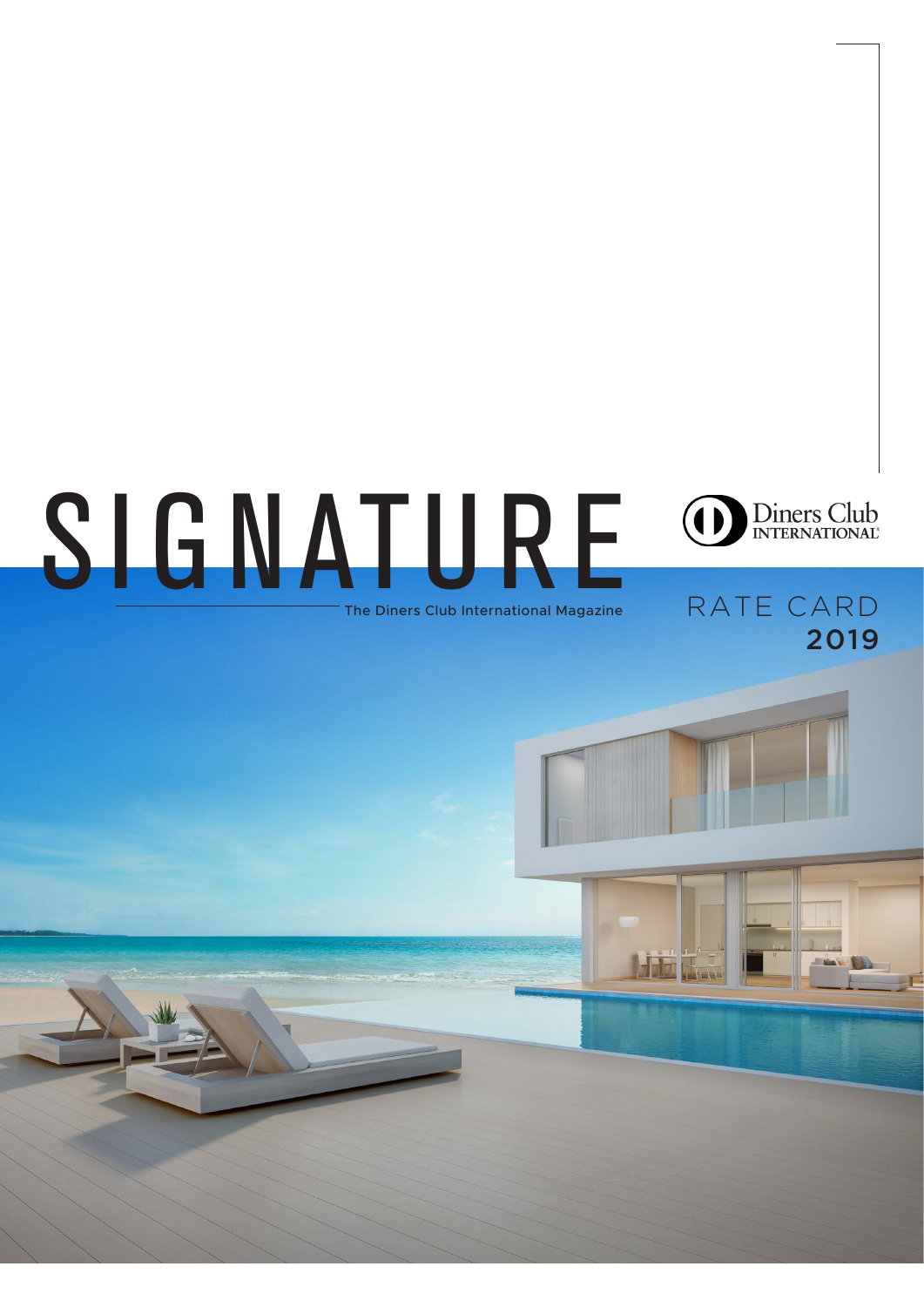# SIGNATURE

The Diners Club International Magazine

Diners Club INTERNATIONAL

## RATE CARD 2019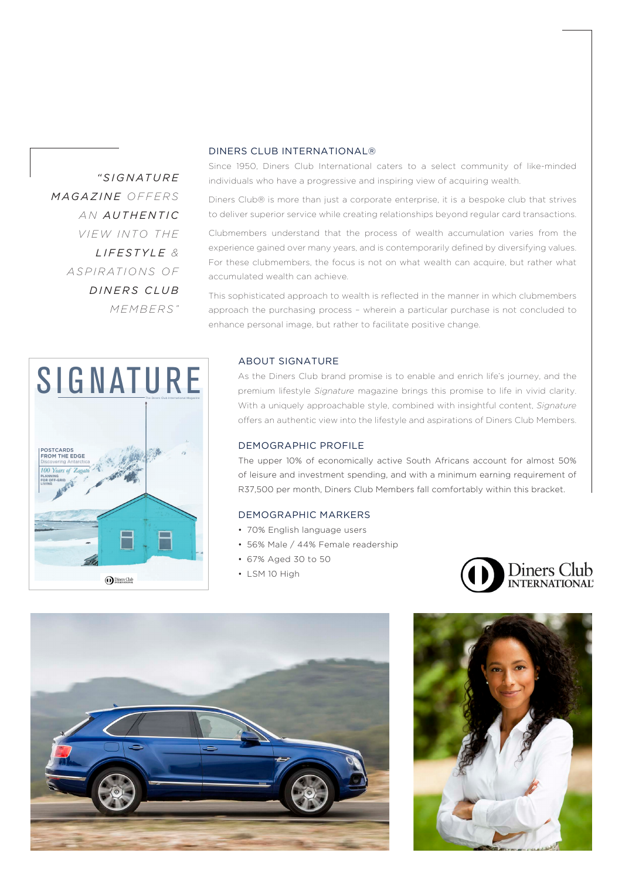*"SIGNATURE MAGAZINE OFFERS AN AUTHENTIC VIEW INTO THE LIFESTYLE & ASPIRATIONS OF DINERS CLUB MEMBERS"*

## DINERS CLUB INTERNATIONAL®

Since 1950, Diners Club International caters to a select community of like-minded individuals who have a progressive and inspiring view of acquiring wealth.

Diners Club® is more than just a corporate enterprise, it is a bespoke club that strives to deliver superior service while creating relationships beyond regular card transactions.

Clubmembers understand that the process of wealth accumulation varies from the experience gained over many years, and is contemporarily defined by diversifying values. For these clubmembers, the focus is not on what wealth can acquire, but rather what accumulated wealth can achieve.

This sophisticated approach to wealth is reflected in the manner in which clubmembers approach the purchasing process – wherein a particular purchase is not concluded to enhance personal image, but rather to facilitate positive change.

## ABOUT SIGNATURE

As the Diners Club brand promise is to enable and enrich life's journey, and the premium lifestyle *Signature* magazine brings this promise to life in vivid clarity. With a uniquely approachable style, combined with insightful content, *Signature* offers an authentic view into the lifestyle and aspirations of Diners Club Members.

## DEMOGRAPHIC PROFILE

The upper 10% of economically active South Africans account for almost 50% of leisure and investment spending, and with a minimum earning requirement of R37,500 per month, Diners Club Members fall comfortably within this bracket.

## DEMOGRAPHIC MARKERS

- 70% English language users
- 56% Male / 44% Female readership
- 67% Aged 30 to 50
- LSM 10 High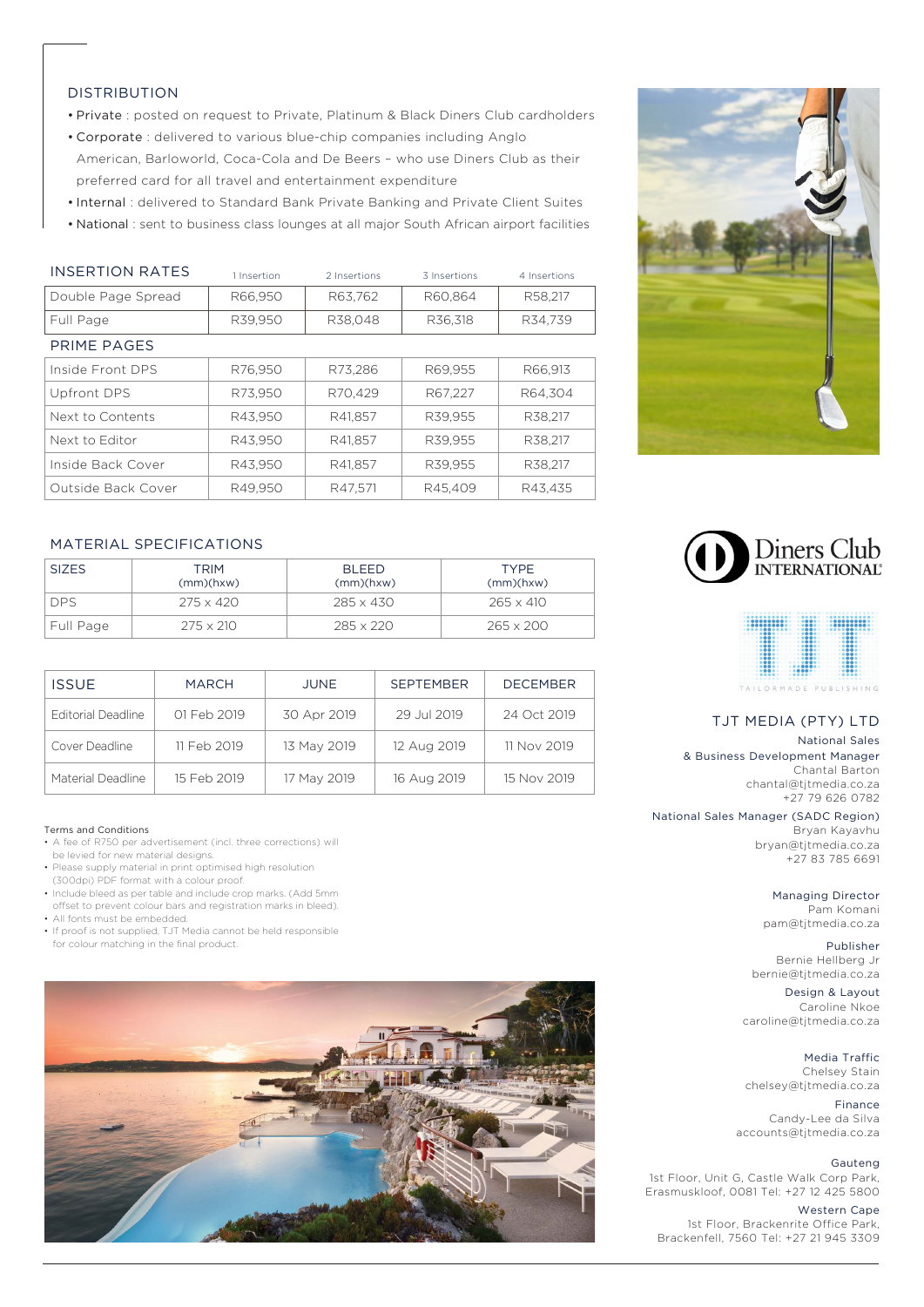## DISTRIBUTION

- **Private** : posted on request to Private, Platinum & Black Diners Club cardholders
- **Corporate** : delivered to various blue-chip companies including Anglo American, Barloworld, Coca-Cola and De Beers – who use Diners Club as their preferred card for all travel and entertainment expenditure
- **Internal** : delivered to Standard Bank Private Banking and Private Client Suites
- **National** : sent to business class lounges at all major South African airport facilities

## INSERTION RATES

| | 1 Insertion | 2 Insertions | 3 Insertions | 4 Insertions |
|---|---|---|---|---|
| Double Page Spread | R66,950 | R63,762 | R60,864 | R58,217 |
| Full Page | R39,950 | R38,048 | R36,318 | R34,739 |
| **PRIME PAGES** | | | | |
| Inside Front DPS | R76,950 | R73,286 | R69,955 | R66,913 |
| Upfront DPS | R73,950 | R70,429 | R67,227 | R64,304 |
| Next to Contents | R43,950 | R41,857 | R39,955 | R38,217 |
| Next to Editor | R43,950 | R41,857 | R39,955 | R38,217 |
| Inside Back Cover | R43,950 | R41,857 | R39,955 | R38,217 |
| Outside Back Cover | R49,950 | R47,571 | R45,409 | R43,435 |

## MATERIAL SPECIFICATIONS

| SIZES | TRIM (mm)(hxw) | BLEED (mm)(hxw) | TYPE (mm)(hxw) |
|---|---|---|---|
| DPS | 275 x 420 | 285 x 430 | 265 x 410 |
| Full Page | 275 x 210 | 285 x 220 | 265 x 200 |

| ISSUE | MARCH | JUNE | SEPTEMBER | DECEMBER |
|---|---|---|---|---|
| Editorial Deadline | 01 Feb 2019 | 30 Apr 2019 | 29 Jul 2019 | 24 Oct 2019 |
| Cover Deadline | 11 Feb 2019 | 13 May 2019 | 12 Aug 2019 | 11 Nov 2019 |
| Material Deadline | 15 Feb 2019 | 17 May 2019 | 16 Aug 2019 | 15 Nov 2019 |

**Terms and Conditions**

- A fee of R750 per advertisement (incl. three corrections) will be levied for new material designs.
- Please supply material in print optimised high resolution (300dpi) PDF format with a colour proof.
- Include bleed as per table and include crop marks. (Add 5mm offset to prevent colour bars and registration marks in bleed).
- All fonts must be embedded.
- If proof is not supplied, TJT Media cannot be held responsible for colour matching in the final product.

Diners Club INTERNATIONAL

TJT TAILORMADE PUBLISHING

## TJT MEDIA (PTY) LTD

National Sales & Business Development Manager
Chantal Barton
chantal@tjtmedia.co.za
+27 79 626 0782

National Sales Manager (SADC Region)
Bryan Kayavhu
bryan@tjtmedia.co.za
+27 83 785 6691

Managing Director
Pam Komani
pam@tjtmedia.co.za

Publisher
Bernie Hellberg Jr
bernie@tjtmedia.co.za

Design & Layout
Caroline Nkoe
caroline@tjtmedia.co.za

Media Traffic
Chelsey Stain
chelsey@tjtmedia.co.za

Finance
Candy-Lee da Silva
accounts@tjtmedia.co.za

Gauteng
1st Floor, Unit G, Castle Walk Corp Park, Erasmuskloof, 0081 Tel: +27 12 425 5800

Western Cape
1st Floor, Brackenrite Office Park, Brackenfell, 7560 Tel: +27 21 945 3309